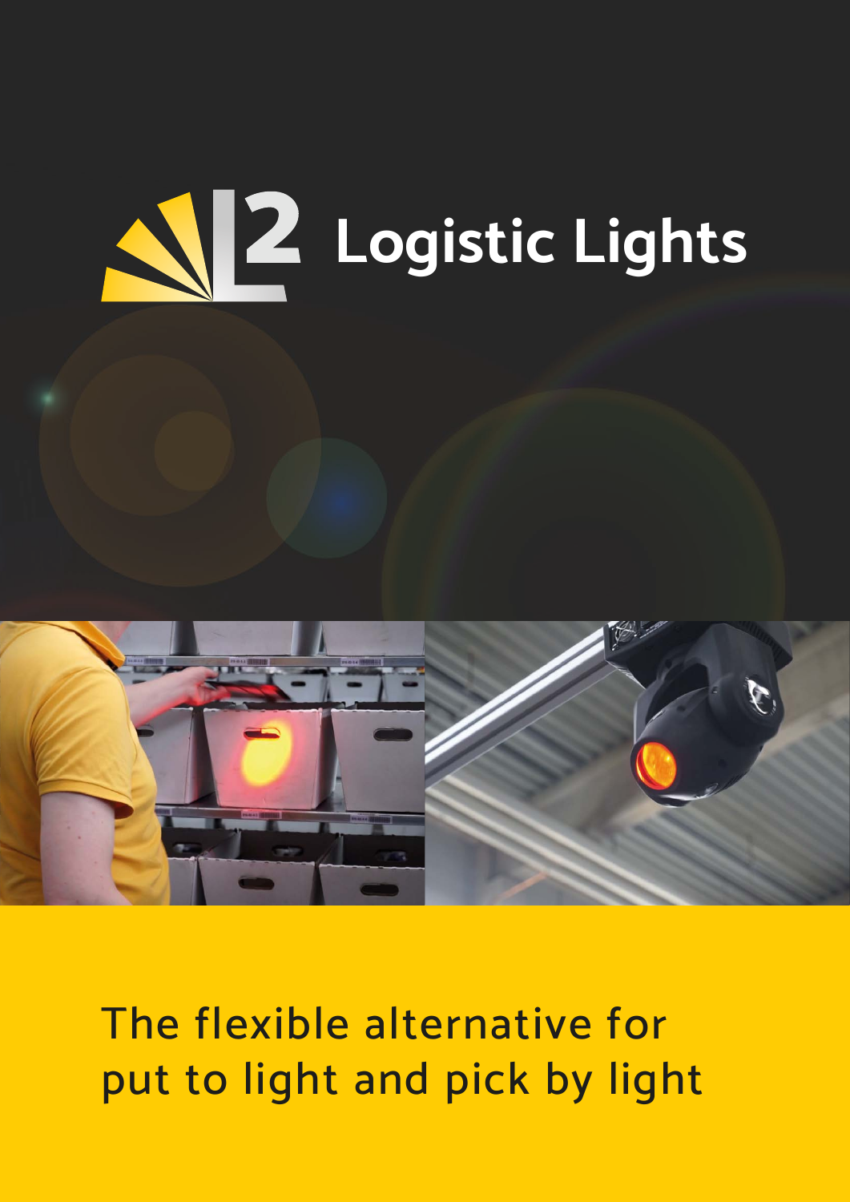# L2 Logistic Lights

The flexible alternative for put to light and pick by light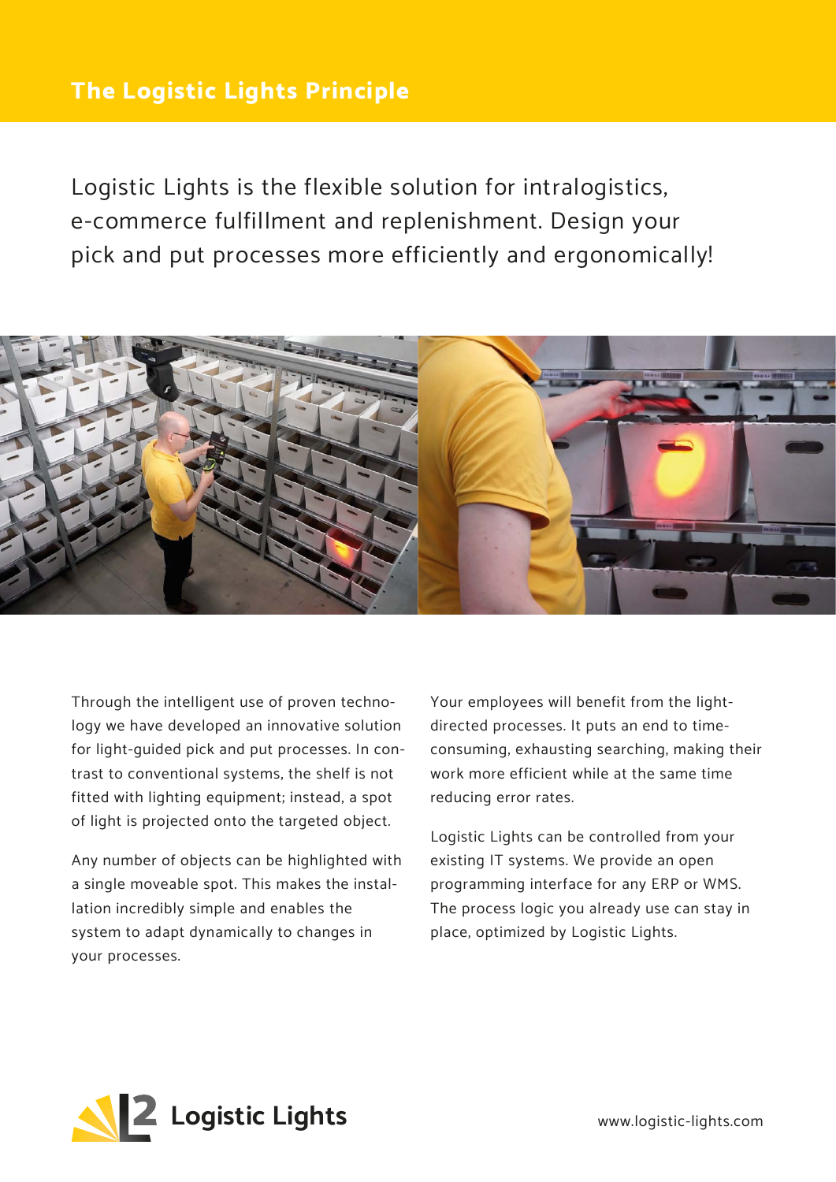# The Logistic Lights Principle

Logistic Lights is the flexible solution for intralogistics, e-commerce fulfillment and replenishment. Design your pick and put processes more efficiently and ergonomically!

Through the intelligent use of proven technology we have developed an innovative solution for light-guided pick and put processes. In contrast to conventional systems, the shelf is not fitted with lighting equipment; instead, a spot of light is projected onto the targeted object.

Any number of objects can be highlighted with a single moveable spot. This makes the installation incredibly simple and enables the system to adapt dynamically to changes in your processes.

Your employees will benefit from the light-directed processes. It puts an end to time-consuming, exhausting searching, making their work more efficient while at the same time reducing error rates.

Logistic Lights can be controlled from your existing IT systems. We provide an open programming interface for any ERP or WMS. The process logic you already use can stay in place, optimized by Logistic Lights.

Logistic Lights

www.logistic-lights.com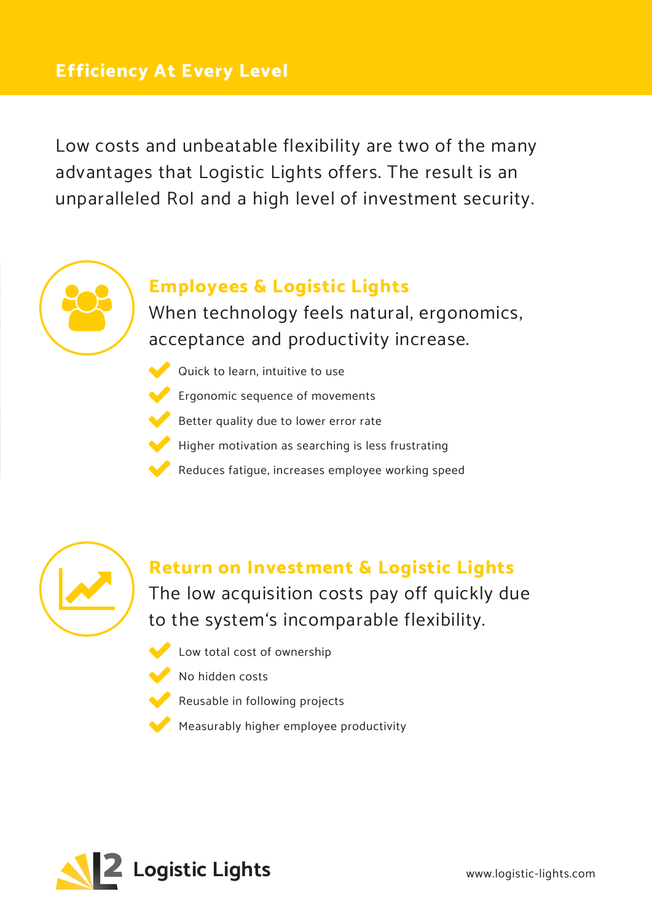# Efficiency At Every Level

Low costs and unbeatable flexibility are two of the many advantages that Logistic Lights offers. The result is an unparalleled RoI and a high level of investment security.

## Employees & Logistic Lights

When technology feels natural, ergonomics, acceptance and productivity increase.

- Quick to learn, intuitive to use
- Ergonomic sequence of movements
- Better quality due to lower error rate
- Higher motivation as searching is less frustrating
- Reduces fatigue, increases employee working speed

## Return on Investment & Logistic Lights

The low acquisition costs pay off quickly due to the system‘s incomparable flexibility.

- Low total cost of ownership
- No hidden costs
- Reusable in following projects
- Measurably higher employee productivity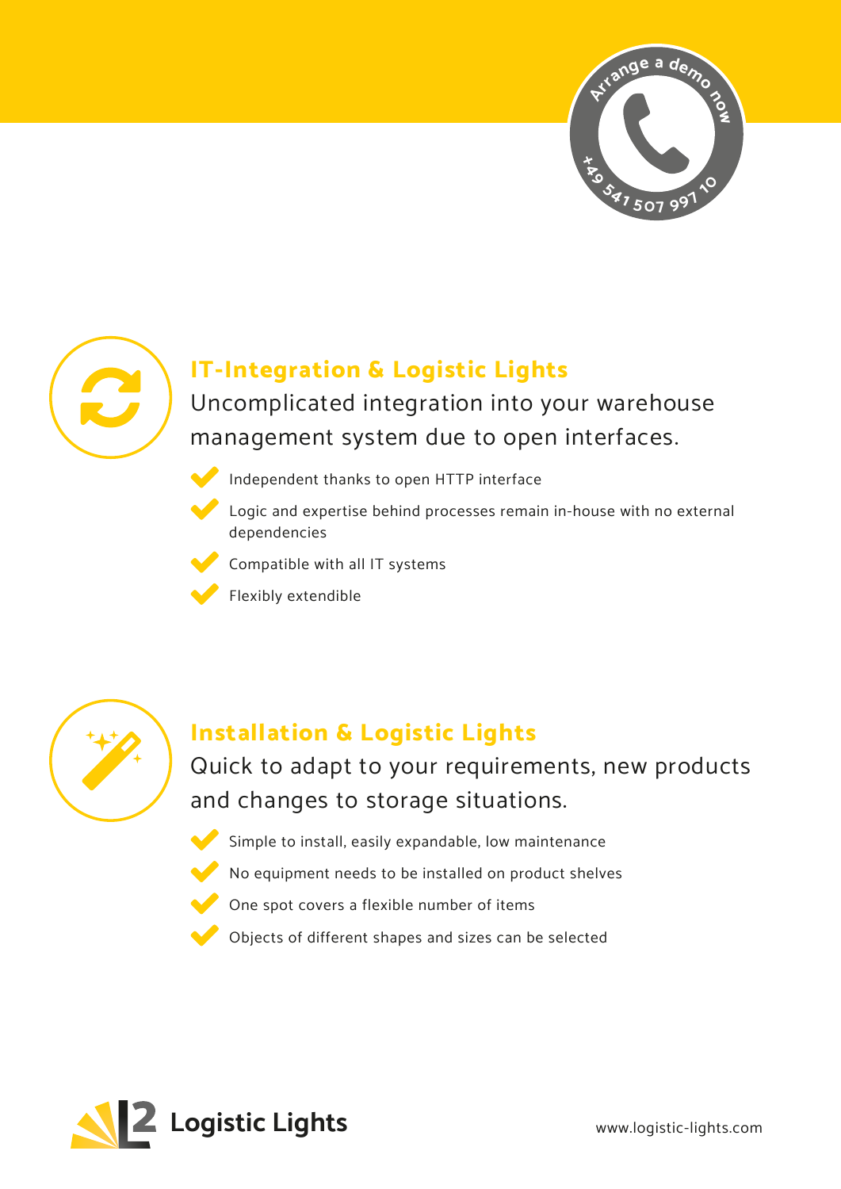Arrange a demo now

+49 541 507 997 10

## IT-Integration & Logistic Lights

Uncomplicated integration into your warehouse management system due to open interfaces.

- Independent thanks to open HTTP interface
- Logic and expertise behind processes remain in-house with no external dependencies
- Compatible with all IT systems
- Flexibly extendible

## Installation & Logistic Lights

Quick to adapt to your requirements, new products and changes to storage situations.

- Simple to install, easily expandable, low maintenance
- No equipment needs to be installed on product shelves
- One spot covers a flexible number of items
- Objects of different shapes and sizes can be selected

**Logistic Lights**

www.logistic-lights.com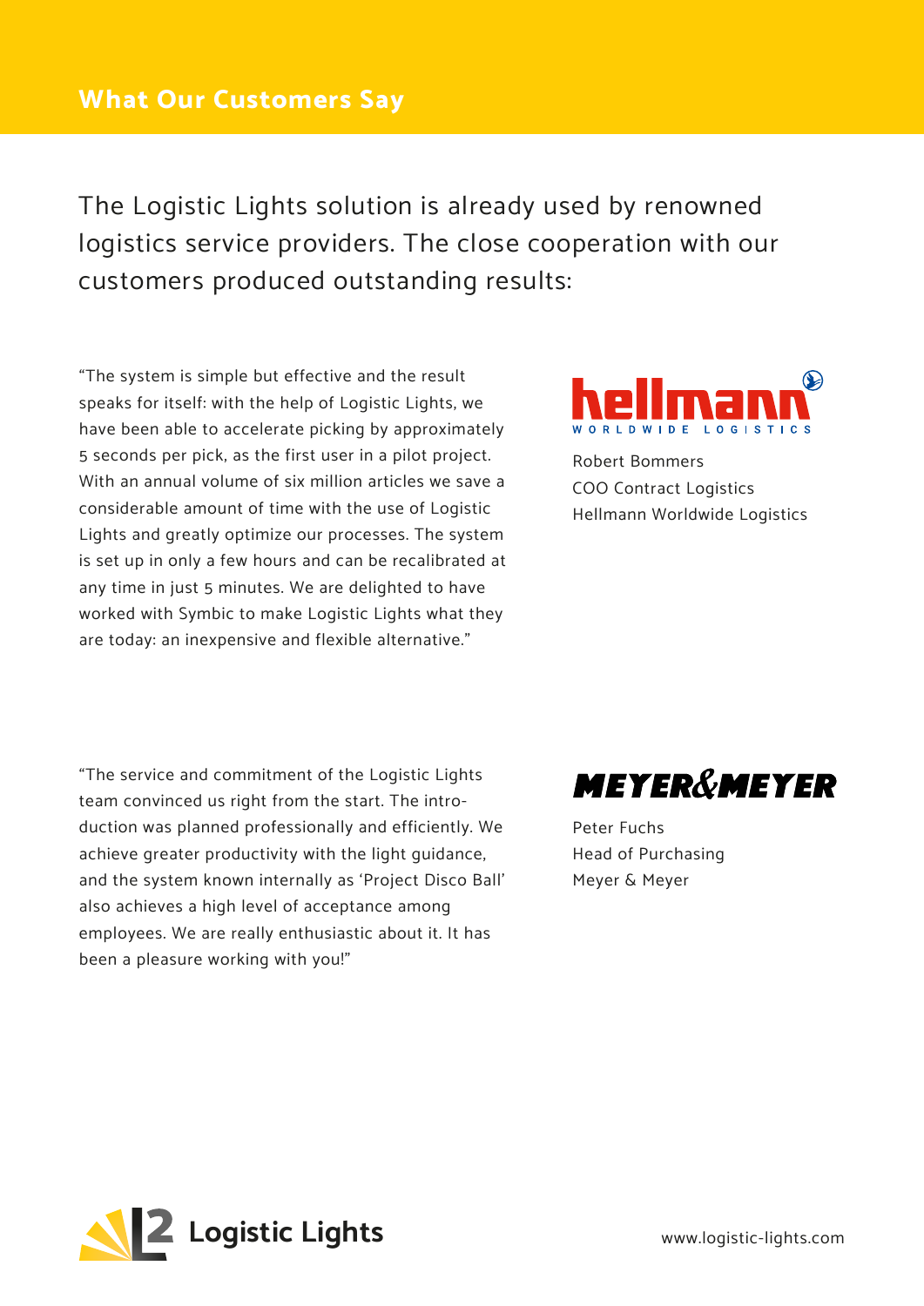## What Our Customers Say

The Logistic Lights solution is already used by renowned logistics service providers. The close cooperation with our customers produced outstanding results:

“The system is simple but effective and the result speaks for itself: with the help of Logistic Lights, we have been able to accelerate picking by approximately 5 seconds per pick, as the first user in a pilot project. With an annual volume of six million articles we save a considerable amount of time with the use of Logistic Lights and greatly optimize our processes. The system is set up in only a few hours and can be recalibrated at any time in just 5 minutes. We are delighted to have worked with Symbic to make Logistic Lights what they are today: an inexpensive and flexible alternative.”

hellmann WORLDWIDE LOGISTICS

Robert Bommers
COO Contract Logistics
Hellmann Worldwide Logistics

“The service and commitment of the Logistic Lights team convinced us right from the start. The introduction was planned professionally and efficiently. We achieve greater productivity with the light guidance, and the system known internally as ‘Project Disco Ball’ also achieves a high level of acceptance among employees. We are really enthusiastic about it. It has been a pleasure working with you!”

MEYER&MEYER

Peter Fuchs
Head of Purchasing
Meyer & Meyer

L2 Logistic Lights

www.logistic-lights.com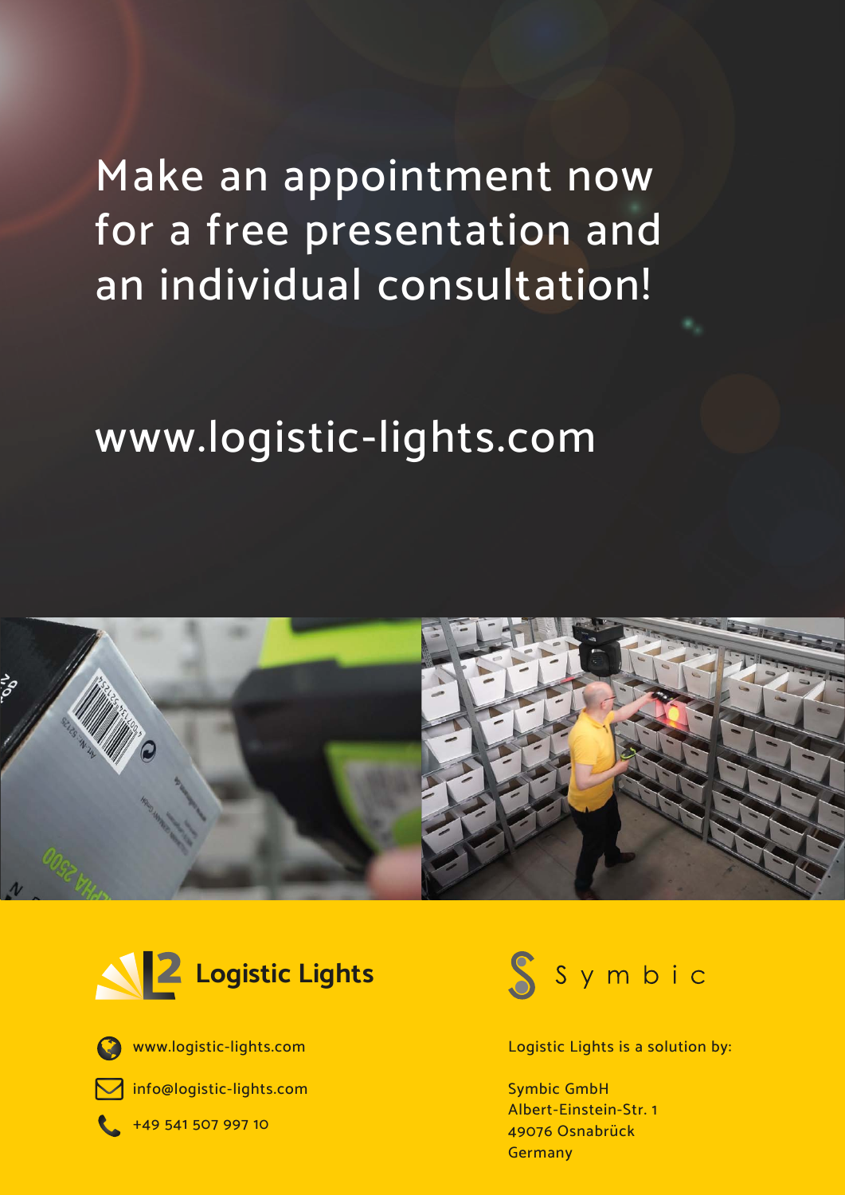# Make an appointment now for a free presentation and an individual consultation!

## www.logistic-lights.com

**Logistic Lights**

www.logistic-lights.com

info@logistic-lights.com

+49 541 507 997 10

Symbic

Logistic Lights is a solution by:

Symbic GmbH
Albert-Einstein-Str. 1
49076 Osnabrück
Germany